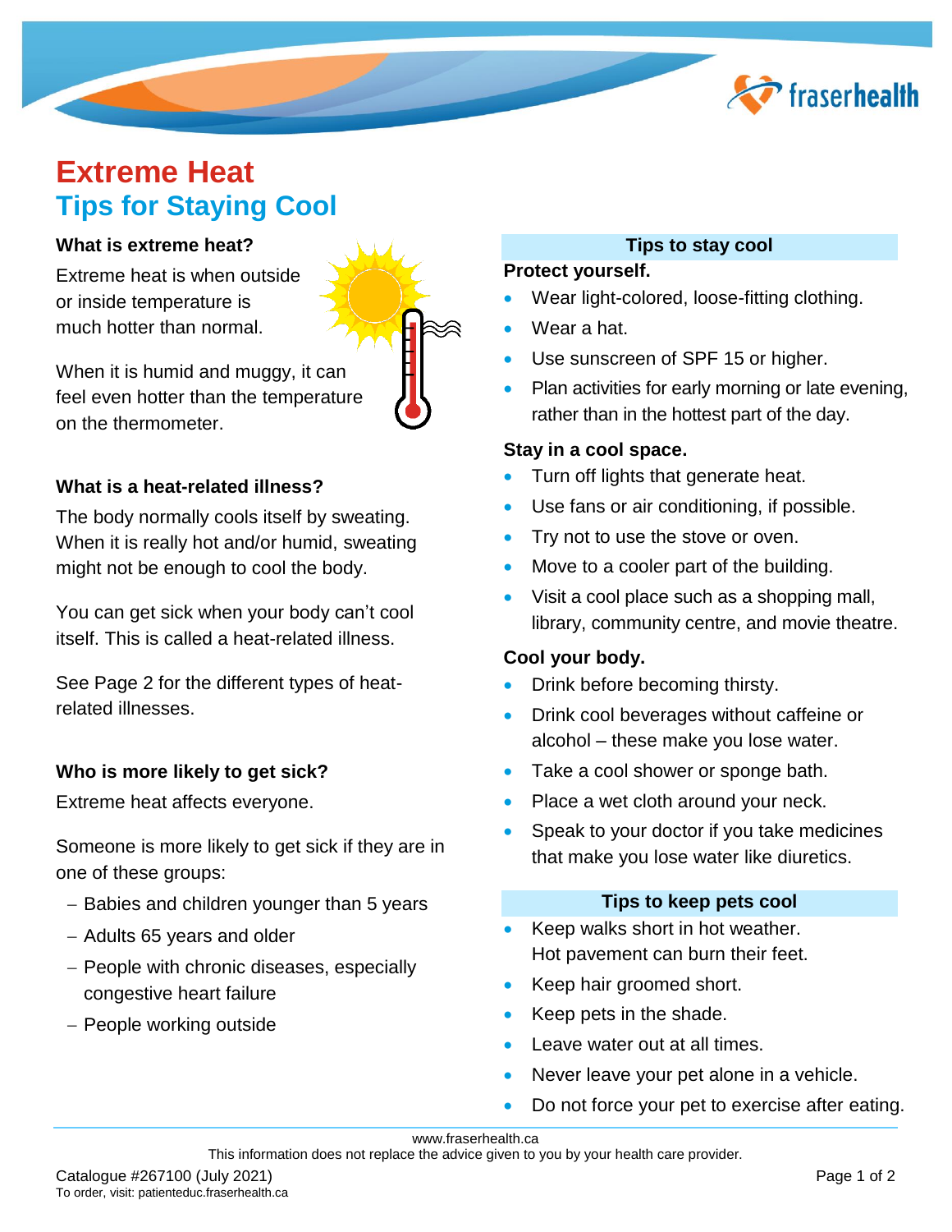# Extreme Heat

## Tips for Staying Cool

### What is extreme heat?

Extreme heat is when outside or inside temperature is much hotter than normal.

When it is humid and muggy, it can feel even hotter than the temperature on the thermometer.

### What is a heat-related illness?

The body normally cools itself by sweating. When it is really hot and/or humid, sweating might not be enough to cool the body.

You can get sick when your body can't cool itself. This is called a heat-related illness.

See Page 2 for the different types of heat-related illnesses.

### Who is more likely to get sick?

Extreme heat affects everyone.

Someone is more likely to get sick if they are in one of these groups:

- Babies and children younger than 5 years
- Adults 65 years and older
- People with chronic diseases, especially congestive heart failure
- People working outside

### Tips to stay cool

**Protect yourself.**

- Wear light-colored, loose-fitting clothing.
- Wear a hat.
- Use sunscreen of SPF 15 or higher.
- Plan activities for early morning or late evening, rather than in the hottest part of the day.

**Stay in a cool space.**

- Turn off lights that generate heat.
- Use fans or air conditioning, if possible.
- Try not to use the stove or oven.
- Move to a cooler part of the building.
- Visit a cool place such as a shopping mall, library, community centre, and movie theatre.

**Cool your body.**

- Drink before becoming thirsty.
- Drink cool beverages without caffeine or alcohol – these make you lose water.
- Take a cool shower or sponge bath.
- Place a wet cloth around your neck.
- Speak to your doctor if you take medicines that make you lose water like diuretics.

### Tips to keep pets cool

- Keep walks short in hot weather. Hot pavement can burn their feet.
- Keep hair groomed short.
- Keep pets in the shade.
- Leave water out at all times.
- Never leave your pet alone in a vehicle.
- Do not force your pet to exercise after eating.

www.fraserhealth.ca

This information does not replace the advice given to you by your health care provider.

Catalogue #267100 (July 2021)
To order, visit: patienteduc.fraserhealth.ca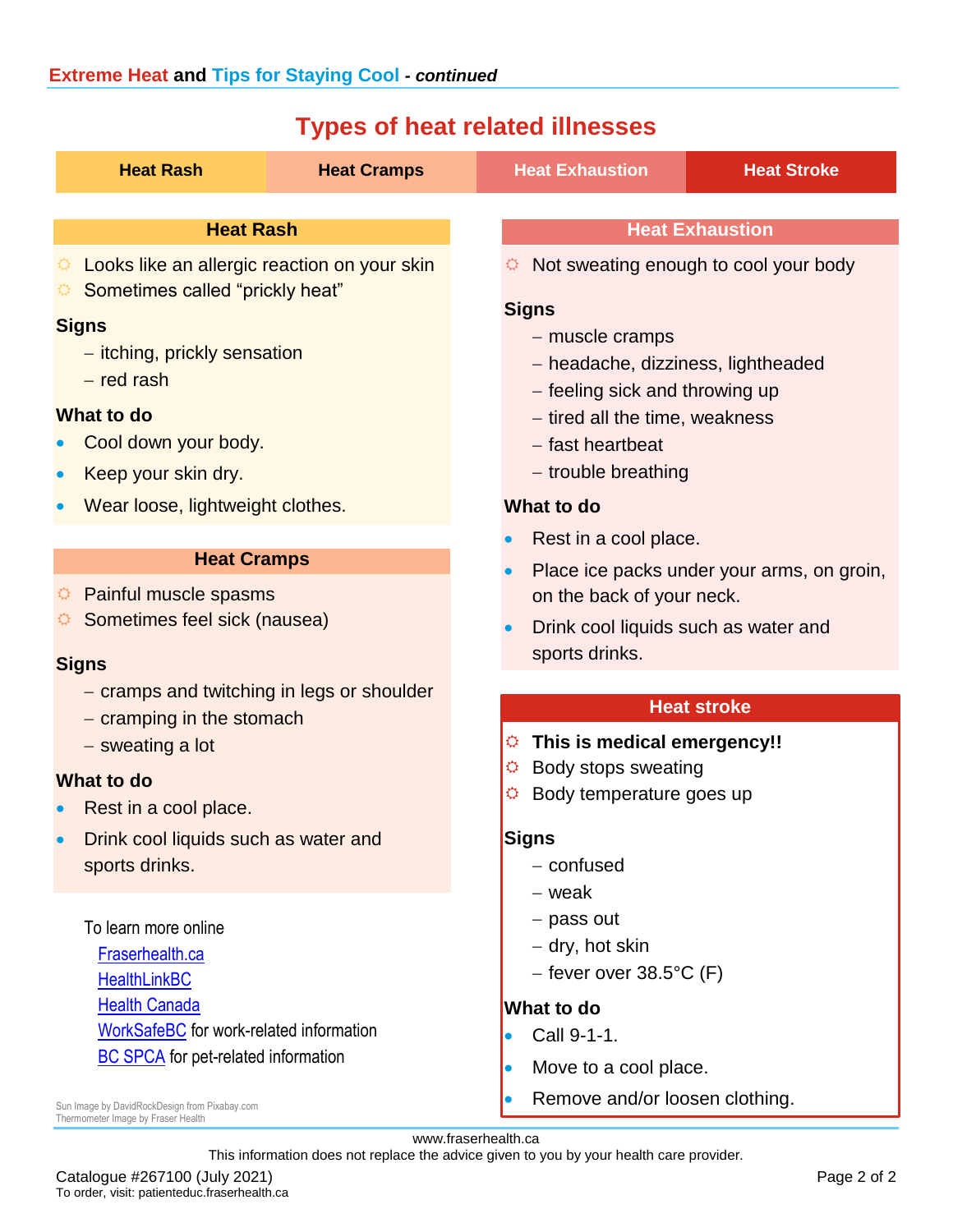## Types of heat related illnesses

| Heat Rash | Heat Cramps | Heat Exhaustion | Heat Stroke |
|---|---|---|---|

### Heat Rash

- Looks like an allergic reaction on your skin
- Sometimes called "prickly heat"

**Signs**

- itching, prickly sensation
- red rash

**What to do**

- Cool down your body.
- Keep your skin dry.
- Wear loose, lightweight clothes.

### Heat Cramps

- Painful muscle spasms
- Sometimes feel sick (nausea)

**Signs**

- cramps and twitching in legs or shoulder
- cramping in the stomach
- sweating a lot

**What to do**

- Rest in a cool place.
- Drink cool liquids such as water and sports drinks.

To learn more online

- Fraserhealth.ca
- HealthLinkBC
- Health Canada
- WorkSafeBC for work-related information
- BC SPCA for pet-related information

### Heat Exhaustion

- Not sweating enough to cool your body

**Signs**

- muscle cramps
- headache, dizziness, lightheaded
- feeling sick and throwing up
- tired all the time, weakness
- fast heartbeat
- trouble breathing

**What to do**

- Rest in a cool place.
- Place ice packs under your arms, on groin, on the back of your neck.
- Drink cool liquids such as water and sports drinks.

### Heat stroke

- **This is medical emergency!!**
- Body stops sweating
- Body temperature goes up

**Signs**

- confused
- weak
- pass out
- dry, hot skin
- fever over 38.5°C (F)

**What to do**

- Call 9-1-1.
- Move to a cool place.
- Remove and/or loosen clothing.

Sun Image by DavidRockDesign from Pixabay.com
Thermometer Image by Fraser Health

www.fraserhealth.ca

This information does not replace the advice given to you by your health care provider.

Catalogue #267100 (July 2021)
To order, visit: patienteduc.fraserhealth.ca